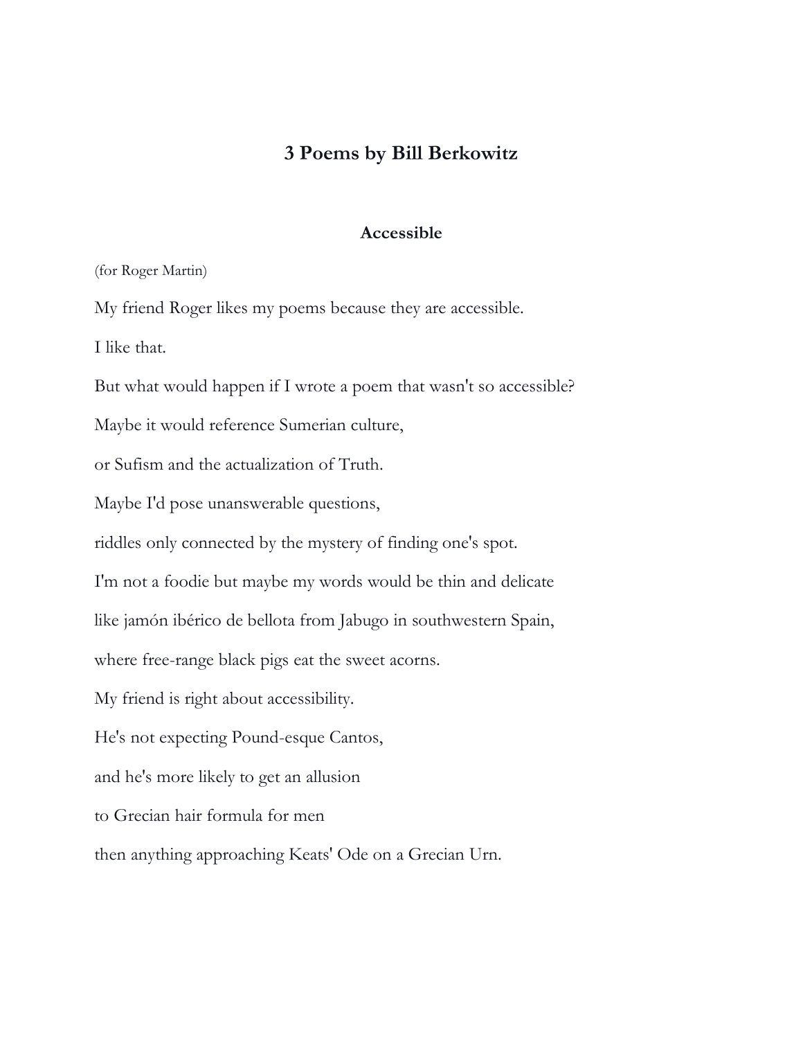# 3 Poems by Bill Berkowitz

## Accessible

(for Roger Martin)

My friend Roger likes my poems because they are accessible.

I like that.

But what would happen if I wrote a poem that wasn't so accessible?

Maybe it would reference Sumerian culture,

or Sufism and the actualization of Truth.

Maybe I'd pose unanswerable questions,

riddles only connected by the mystery of finding one's spot.

I'm not a foodie but maybe my words would be thin and delicate

like jamón ibérico de bellota from Jabugo in southwestern Spain,

where free-range black pigs eat the sweet acorns.

My friend is right about accessibility.

He's not expecting Pound-esque Cantos,

and he's more likely to get an allusion

to Grecian hair formula for men

then anything approaching Keats' Ode on a Grecian Urn.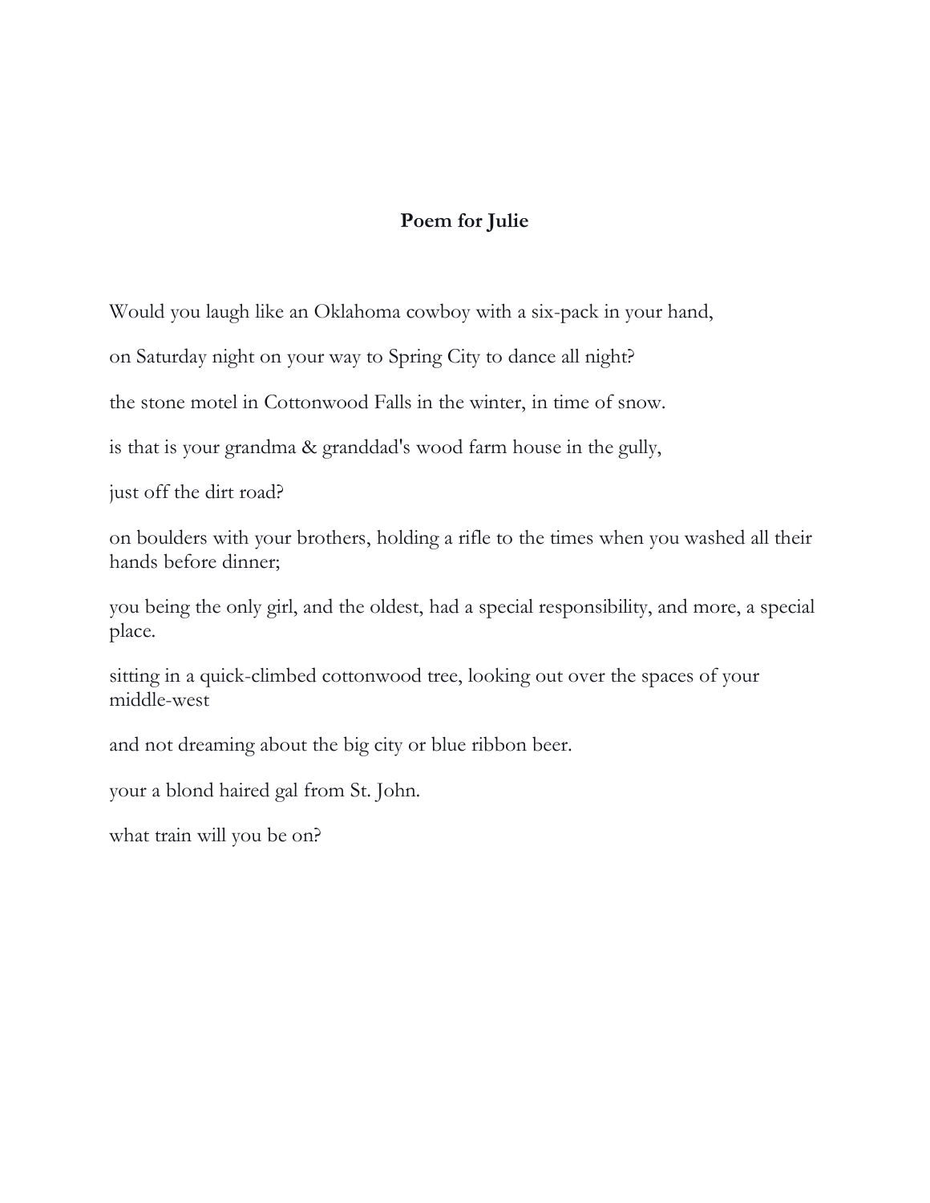## **Poem for Julie**

Would you laugh like an Oklahoma cowboy with a six-pack in your hand,

on Saturday night on your way to Spring City to dance all night?

the stone motel in Cottonwood Falls in the winter, in time of snow.

is that is your grandma & granddad's wood farm house in the gully,

just off the dirt road?

on boulders with your brothers, holding a rifle to the times when you washed all their hands before dinner;

you being the only girl, and the oldest, had a special responsibility, and more, a special place.

sitting in a quick-climbed cottonwood tree, looking out over the spaces of your middle-west

and not dreaming about the big city or blue ribbon beer.

your a blond haired gal from St. John.

what train will you be on?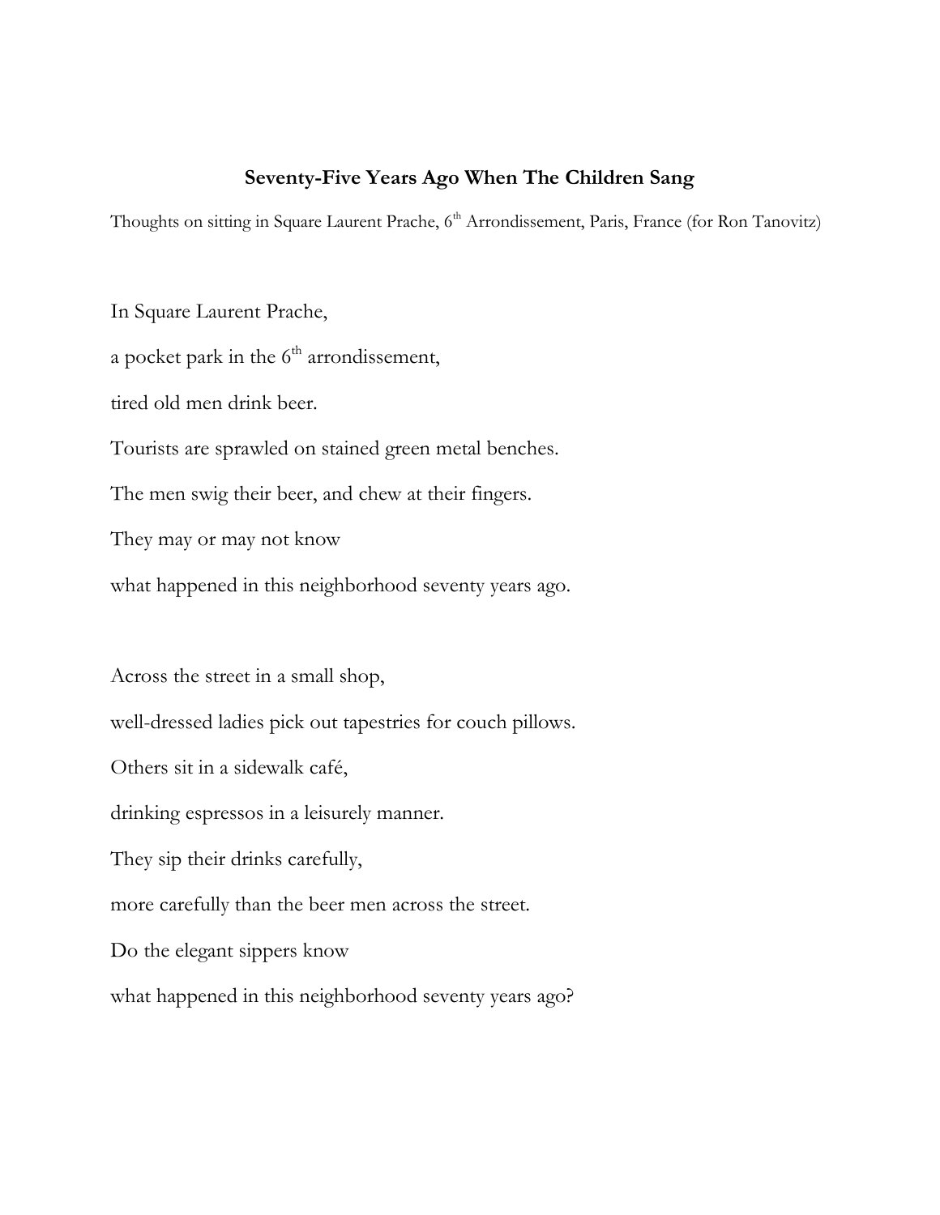## **Seventy-Five Years Ago When The Children Sang**

Thoughts on sitting in Square Laurent Prache, $6^{th}$ Arrondissement, Paris, France (for Ron Tanovitz)

In Square Laurent Prache,

a pocket park in the $6^{th}$ arrondissement,

tired old men drink beer.

Tourists are sprawled on stained green metal benches.

The men swig their beer, and chew at their fingers.

They may or may not know

what happened in this neighborhood seventy years ago.

Across the street in a small shop,

well-dressed ladies pick out tapestries for couch pillows.

Others sit in a sidewalk café,

drinking espressos in a leisurely manner.

They sip their drinks carefully,

more carefully than the beer men across the street.

Do the elegant sippers know

what happened in this neighborhood seventy years ago?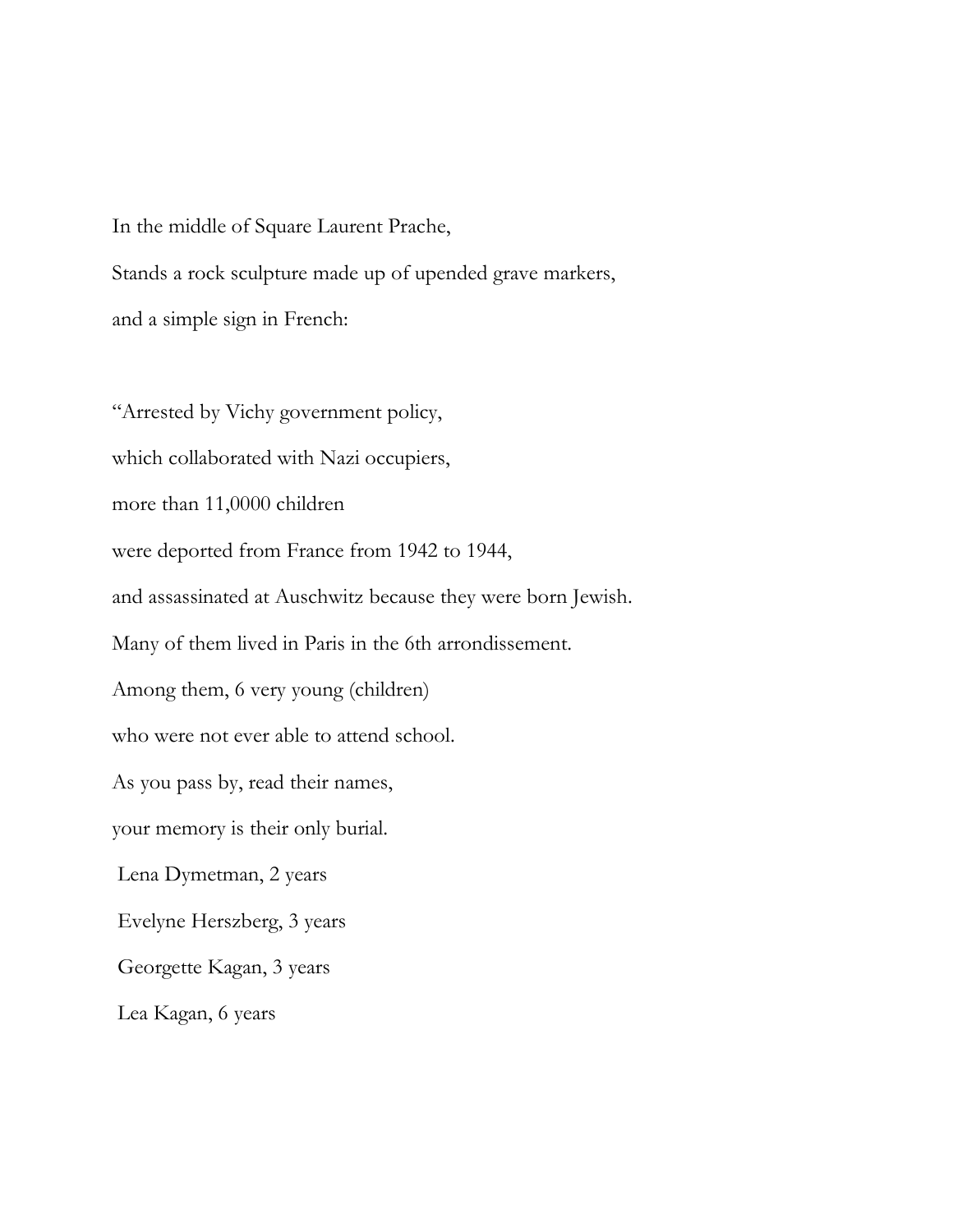In the middle of Square Laurent Prache,

Stands a rock sculpture made up of upended grave markers,

and a simple sign in French:

"Arrested by Vichy government policy,

which collaborated with Nazi occupiers,

more than 11,0000 children

were deported from France from 1942 to 1944,

and assassinated at Auschwitz because they were born Jewish.

Many of them lived in Paris in the 6th arrondissement.

Among them, 6 very young (children)

who were not ever able to attend school.

As you pass by, read their names,

your memory is their only burial.

Lena Dymetman, 2 years

Evelyne Herszberg, 3 years

Georgette Kagan, 3 years

Lea Kagan, 6 years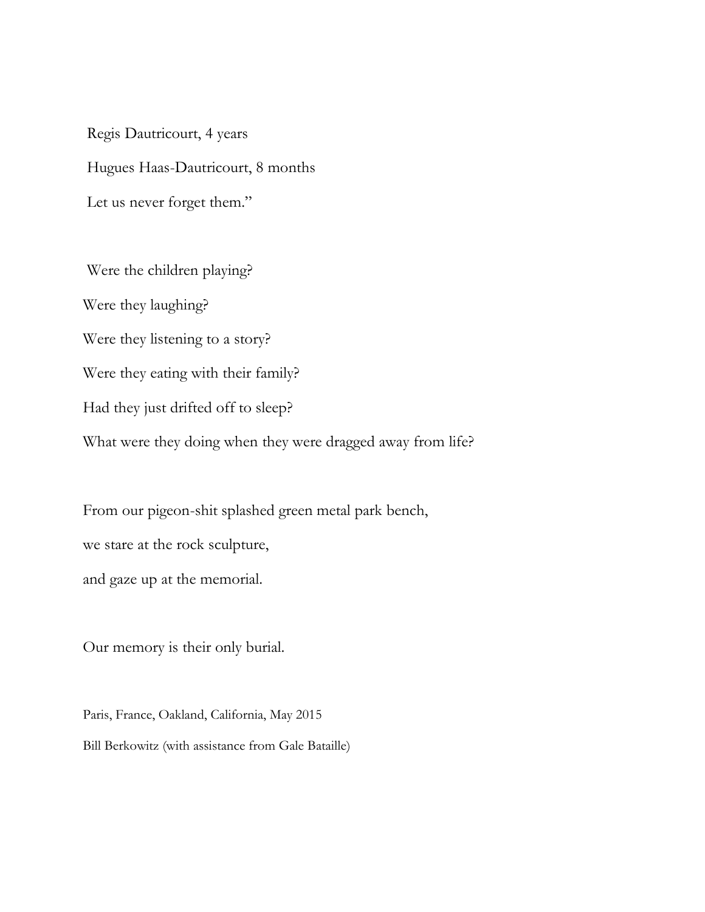Regis Dautricourt, 4 years

Hugues Haas-Dautricourt, 8 months

Let us never forget them."

Were the children playing?

Were they laughing?

Were they listening to a story?

Were they eating with their family?

Had they just drifted off to sleep?

What were they doing when they were dragged away from life?

From our pigeon-shit splashed green metal park bench,

we stare at the rock sculpture,

and gaze up at the memorial.

Our memory is their only burial.

Paris, France, Oakland, California, May 2015

Bill Berkowitz (with assistance from Gale Bataille)